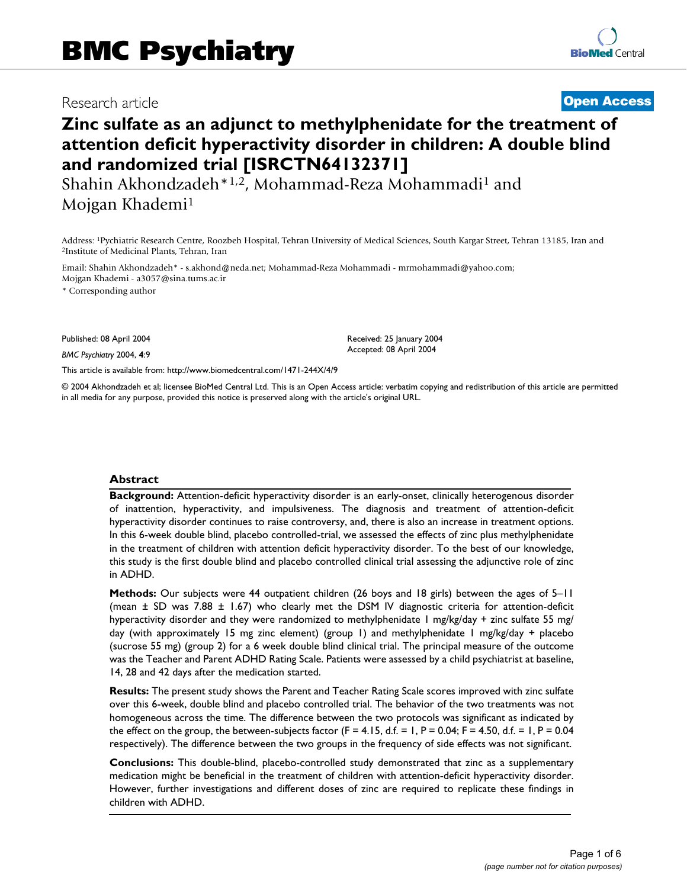# BMC Psychiatry

Research article

**Open Access**

# Zinc sulfate as an adjunct to methylphenidate for the treatment of attention deficit hyperactivity disorder in children: A double blind and randomized trial [ISRCTN64132371]

Shahin Akhondzadeh*[1,2], Mohammad-Reza Mohammadi[1] and Mojgan Khademi[1]

Address: [1]Pychiatric Research Centre, Roozbeh Hospital, Tehran University of Medical Sciences, South Kargar Street, Tehran 13185, Iran and [2]Institute of Medicinal Plants, Tehran, Iran

Email: Shahin Akhondzadeh* - s.akhond@neda.net; Mohammad-Reza Mohammadi - mrmohammadi@yahoo.com; Mojgan Khademi - a3057@sina.tums.ac.ir

* Corresponding author

Published: 08 April 2004

*BMC Psychiatry* 2004, **4**:9

Received: 25 January 2004
Accepted: 08 April 2004

This article is available from: http://www.biomedcentral.com/1471-244X/4/9

© 2004 Akhondzadeh et al; licensee BioMed Central Ltd. This is an Open Access article: verbatim copying and redistribution of this article are permitted in all media for any purpose, provided this notice is preserved along with the article's original URL.

## Abstract

**Background:** Attention-deficit hyperactivity disorder is an early-onset, clinically heterogenous disorder of inattention, hyperactivity, and impulsiveness. The diagnosis and treatment of attention-deficit hyperactivity disorder continues to raise controversy, and, there is also an increase in treatment options. In this 6-week double blind, placebo controlled-trial, we assessed the effects of zinc plus methylphenidate in the treatment of children with attention deficit hyperactivity disorder. To the best of our knowledge, this study is the first double blind and placebo controlled clinical trial assessing the adjunctive role of zinc in ADHD.

**Methods:** Our subjects were 44 outpatient children (26 boys and 18 girls) between the ages of 5–11 (mean ± SD was 7.88 ± 1.67) who clearly met the DSM IV diagnostic criteria for attention-deficit hyperactivity disorder and they were randomized to methylphenidate 1 mg/kg/day + zinc sulfate 55 mg/day (with approximately 15 mg zinc element) (group 1) and methylphenidate 1 mg/kg/day + placebo (sucrose 55 mg) (group 2) for a 6 week double blind clinical trial. The principal measure of the outcome was the Teacher and Parent ADHD Rating Scale. Patients were assessed by a child psychiatrist at baseline, 14, 28 and 42 days after the medication started.

**Results:** The present study shows the Parent and Teacher Rating Scale scores improved with zinc sulfate over this 6-week, double blind and placebo controlled trial. The behavior of the two treatments was not homogeneous across the time. The difference between the two protocols was significant as indicated by the effect on the group, the between-subjects factor ($F = 4.15$, d.f. = 1, $P = 0.04$; $F = 4.50$, d.f. = 1, $P = 0.04$ respectively). The difference between the two groups in the frequency of side effects was not significant.

**Conclusions:** This double-blind, placebo-controlled study demonstrated that zinc as a supplementary medication might be beneficial in the treatment of children with attention-deficit hyperactivity disorder. However, further investigations and different doses of zinc are required to replicate these findings in children with ADHD.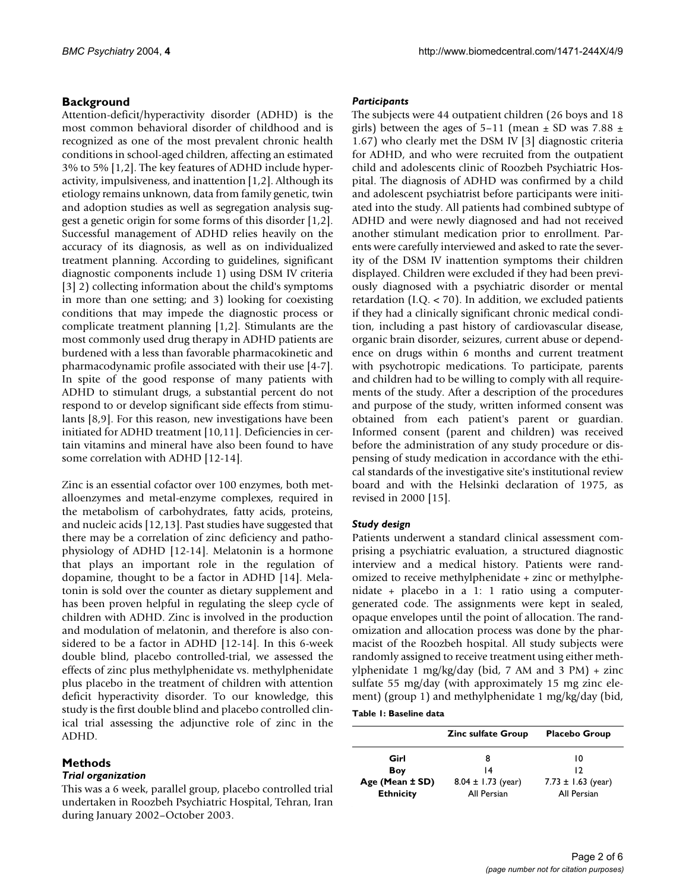## Background

Attention-deficit/hyperactivity disorder (ADHD) is the most common behavioral disorder of childhood and is recognized as one of the most prevalent chronic health conditions in school-aged children, affecting an estimated 3% to 5% [1,2]. The key features of ADHD include hyperactivity, impulsiveness, and inattention [1,2]. Although its etiology remains unknown, data from family genetic, twin and adoption studies as well as segregation analysis suggest a genetic origin for some forms of this disorder [1,2]. Successful management of ADHD relies heavily on the accuracy of its diagnosis, as well as on individualized treatment planning. According to guidelines, significant diagnostic components include 1) using DSM IV criteria [3] 2) collecting information about the child's symptoms in more than one setting; and 3) looking for coexisting conditions that may impede the diagnostic process or complicate treatment planning [1,2]. Stimulants are the most commonly used drug therapy in ADHD patients are burdened with a less than favorable pharmacokinetic and pharmacodynamic profile associated with their use [4-7]. In spite of the good response of many patients with ADHD to stimulant drugs, a substantial percent do not respond to or develop significant side effects from stimulants [8,9]. For this reason, new investigations have been initiated for ADHD treatment [10,11]. Deficiencies in certain vitamins and mineral have also been found to have some correlation with ADHD [12-14].

Zinc is an essential cofactor over 100 enzymes, both metalloenzymes and metal-enzyme complexes, required in the metabolism of carbohydrates, fatty acids, proteins, and nucleic acids [12,13]. Past studies have suggested that there may be a correlation of zinc deficiency and pathophysiology of ADHD [12-14]. Melatonin is a hormone that plays an important role in the regulation of dopamine, thought to be a factor in ADHD [14]. Melatonin is sold over the counter as dietary supplement and has been proven helpful in regulating the sleep cycle of children with ADHD. Zinc is involved in the production and modulation of melatonin, and therefore is also considered to be a factor in ADHD [12-14]. In this 6-week double blind, placebo controlled-trial, we assessed the effects of zinc plus methylphenidate vs. methylphenidate plus placebo in the treatment of children with attention deficit hyperactivity disorder. To our knowledge, this study is the first double blind and placebo controlled clinical trial assessing the adjunctive role of zinc in the ADHD.

## Methods

### *Trial organization*

This was a 6 week, parallel group, placebo controlled trial undertaken in Roozbeh Psychiatric Hospital, Tehran, Iran during January 2002–October 2003.

### *Participants*

The subjects were 44 outpatient children (26 boys and 18 girls) between the ages of 5–11 (mean ± SD was 7.88 ± 1.67) who clearly met the DSM IV [3] diagnostic criteria for ADHD, and who were recruited from the outpatient child and adolescents clinic of Roozbeh Psychiatric Hospital. The diagnosis of ADHD was confirmed by a child and adolescent psychiatrist before participants were initiated into the study. All patients had combined subtype of ADHD and were newly diagnosed and had not received another stimulant medication prior to enrollment. Parents were carefully interviewed and asked to rate the severity of the DSM IV inattention symptoms their children displayed. Children were excluded if they had been previously diagnosed with a psychiatric disorder or mental retardation (I.Q. < 70). In addition, we excluded patients if they had a clinically significant chronic medical condition, including a past history of cardiovascular disease, organic brain disorder, seizures, current abuse or dependence on drugs within 6 months and current treatment with psychotropic medications. To participate, parents and children had to be willing to comply with all requirements of the study. After a description of the procedures and purpose of the study, written informed consent was obtained from each patient's parent or guardian. Informed consent (parent and children) was received before the administration of any study procedure or dispensing of study medication in accordance with the ethical standards of the investigative site's institutional review board and with the Helsinki declaration of 1975, as revised in 2000 [15].

### *Study design*

Patients underwent a standard clinical assessment comprising a psychiatric evaluation, a structured diagnostic interview and a medical history. Patients were randomized to receive methylphenidate + zinc or methylphenidate + placebo in a 1: 1 ratio using a computer-generated code. The assignments were kept in sealed, opaque envelopes until the point of allocation. The randomization and allocation process was done by the pharmacist of the Roozbeh hospital. All study subjects were randomly assigned to receive treatment using either methylphenidate 1 mg/kg/day (bid, 7 AM and 3 PM) + zinc sulfate 55 mg/day (with approximately 15 mg zinc element) (group 1) and methylphenidate 1 mg/kg/day (bid,

**Table 1: Baseline data**

| | Zinc sulfate Group | Placebo Group |
|---|---|---|
| **Girl** | 8 | 10 |
| **Boy** | 14 | 12 |
| **Age (Mean ± SD)** | 8.04 ± 1.73 (year) | 7.73 ± 1.63 (year) |
| **Ethnicity** | All Persian | All Persian |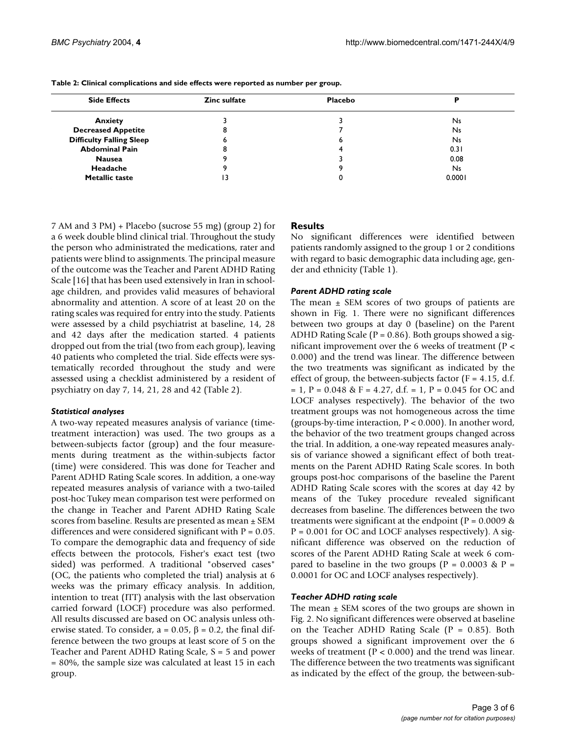**Table 2: Clinical complications and side effects were reported as number per group.**

| Side Effects | Zinc sulfate | Placebo | P |
|---|---|---|---|
| **Anxiety** | 3 | 3 | Ns |
| **Decreased Appetite** | 8 | 7 | Ns |
| **Difficulty Falling Sleep** | 6 | 6 | Ns |
| **Abdominal Pain** | 8 | 4 | 0.31 |
| **Nausea** | 9 | 3 | 0.08 |
| **Headache** | 9 | 9 | Ns |
| **Metallic taste** | 13 | 0 | 0.0001 |

7 AM and 3 PM) + Placebo (sucrose 55 mg) (group 2) for a 6 week double blind clinical trial. Throughout the study the person who administrated the medications, rater and patients were blind to assignments. The principal measure of the outcome was the Teacher and Parent ADHD Rating Scale [16] that has been used extensively in Iran in school-age children, and provides valid measures of behavioral abnormality and attention. A score of at least 20 on the rating scales was required for entry into the study. Patients were assessed by a child psychiatrist at baseline, 14, 28 and 42 days after the medication started. 4 patients dropped out from the trial (two from each group), leaving 40 patients who completed the trial. Side effects were systematically recorded throughout the study and were assessed using a checklist administered by a resident of psychiatry on day 7, 14, 21, 28 and 42 (Table 2).

### *Statistical analyses*

A two-way repeated measures analysis of variance (time-treatment interaction) was used. The two groups as a between-subjects factor (group) and the four measurements during treatment as the within-subjects factor (time) were considered. This was done for Teacher and Parent ADHD Rating Scale scores. In addition, a one-way repeated measures analysis of variance with a two-tailed post-hoc Tukey mean comparison test were performed on the change in Teacher and Parent ADHD Rating Scale scores from baseline. Results are presented as mean ± SEM differences and were considered significant with $P = 0.05$. To compare the demographic data and frequency of side effects between the protocols, Fisher's exact test (two sided) was performed. A traditional "observed cases" (OC, the patients who completed the trial) analysis at 6 weeks was the primary efficacy analysis. In addition, intention to treat (ITT) analysis with the last observation carried forward (LOCF) procedure was also performed. All results discussed are based on OC analysis unless otherwise stated. To consider, $a = 0.05$, $\beta = 0.2$, the final difference between the two groups at least score of 5 on the Teacher and Parent ADHD Rating Scale, $S = 5$ and power = 80%, the sample size was calculated at least 15 in each group.

## Results

No significant differences were identified between patients randomly assigned to the group 1 or 2 conditions with regard to basic demographic data including age, gender and ethnicity (Table 1).

### *Parent ADHD rating scale*

The mean ± SEM scores of two groups of patients are shown in Fig. 1. There were no significant differences between two groups at day 0 (baseline) on the Parent ADHD Rating Scale ($P = 0.86$). Both groups showed a significant improvement over the 6 weeks of treatment ($P < 0.000$) and the trend was linear. The difference between the two treatments was significant as indicated by the effect of group, the between-subjects factor ($F = 4.15$, d.f. = 1, $P = 0.048$ & $F = 4.27$, d.f. = 1, $P = 0.045$ for OC and LOCF analyses respectively). The behavior of the two treatment groups was not homogeneous across the time (groups-by-time interaction, $P < 0.000$). In another word, the behavior of the two treatment groups changed across the trial. In addition, a one-way repeated measures analysis of variance showed a significant effect of both treatments on the Parent ADHD Rating Scale scores. In both groups post-hoc comparisons of the baseline the Parent ADHD Rating Scale scores with the scores at day 42 by means of the Tukey procedure revealed significant decreases from baseline. The differences between the two treatments were significant at the endpoint ($P = 0.0009$ & $P = 0.001$ for OC and LOCF analyses respectively). A significant difference was observed on the reduction of scores of the Parent ADHD Rating Scale at week 6 compared to baseline in the two groups ($P = 0.0003$ & $P = 0.0001$ for OC and LOCF analyses respectively).

### *Teacher ADHD rating scale*

The mean ± SEM scores of the two groups are shown in Fig. 2. No significant differences were observed at baseline on the Teacher ADHD Rating Scale ($P = 0.85$). Both groups showed a significant improvement over the 6 weeks of treatment ($P < 0.000$) and the trend was linear. The difference between the two treatments was significant as indicated by the effect of the group, the between-sub-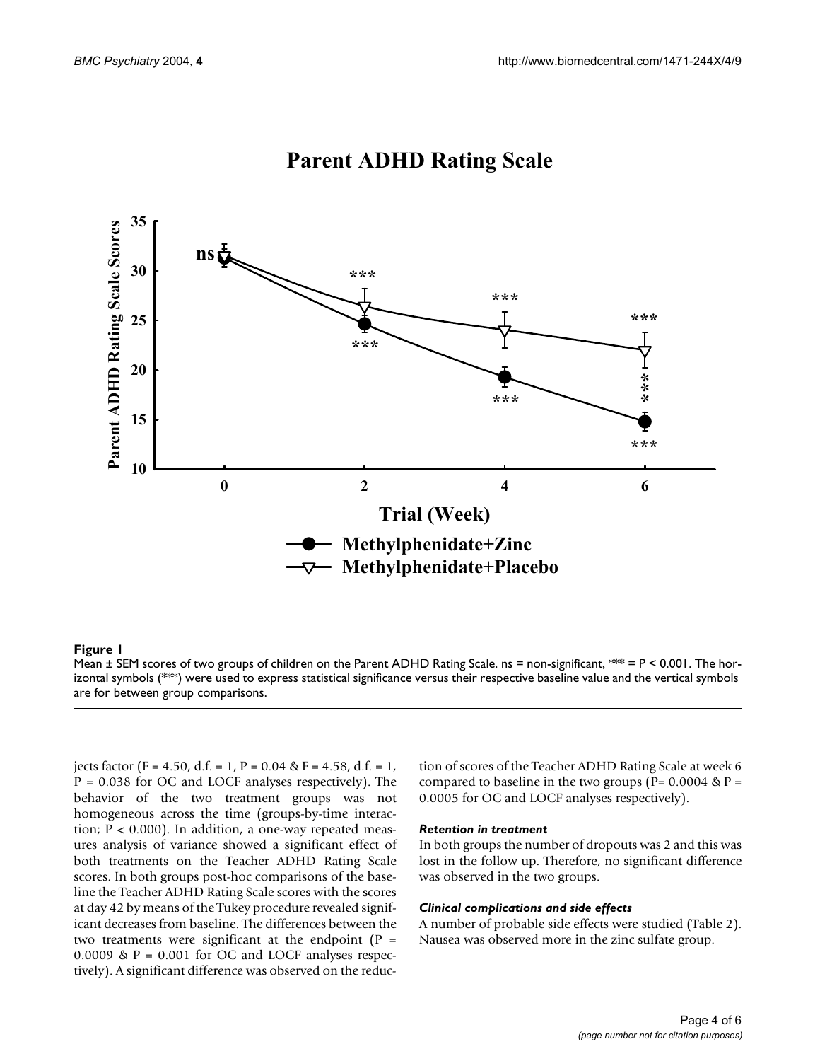**Figure 1**
Mean ± SEM scores of two groups of children on the Parent ADHD Rating Scale. ns = non-significant, *** = P < 0.001. The horizontal symbols (***) were used to express statistical significance versus their respective baseline value and the vertical symbols are for between group comparisons.

jects factor ($F = 4.50$, d.f. = 1, $P = 0.04$ & $F = 4.58$, d.f. = 1, $P = 0.038$ for OC and LOCF analyses respectively). The behavior of the two treatment groups was not homogeneous across the time (groups-by-time interaction; $P < 0.000$). In addition, a one-way repeated measures analysis of variance showed a significant effect of both treatments on the Teacher ADHD Rating Scale scores. In both groups post-hoc comparisons of the baseline the Teacher ADHD Rating Scale scores with the scores at day 42 by means of the Tukey procedure revealed significant decreases from baseline. The differences between the two treatments were significant at the endpoint ($P = 0.0009$ & $P = 0.001$ for OC and LOCF analyses respectively). A significant difference was observed on the reduction of scores of the Teacher ADHD Rating Scale at week 6 compared to baseline in the two groups ($P= 0.0004$ & $P = 0.0005$ for OC and LOCF analyses respectively).

### *Retention in treatment*

In both groups the number of dropouts was 2 and this was lost in the follow up. Therefore, no significant difference was observed in the two groups.

### *Clinical complications and side effects*

A number of probable side effects were studied (Table 2). Nausea was observed more in the zinc sulfate group.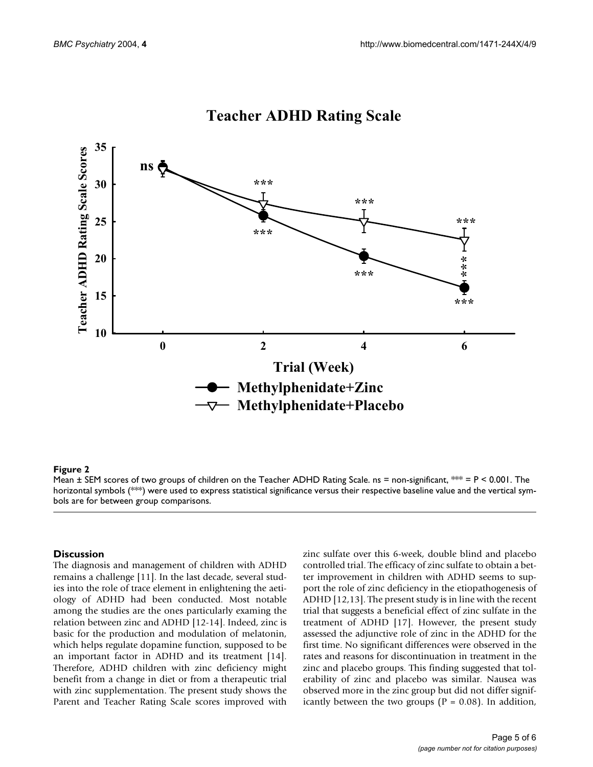**Figure 2**

Mean ± SEM scores of two groups of children on the Teacher ADHD Rating Scale. ns = non-significant, *** = P < 0.001. The horizontal symbols (***) were used to express statistical significance versus their respective baseline value and the vertical symbols are for between group comparisons.

## Discussion

The diagnosis and management of children with ADHD remains a challenge [11]. In the last decade, several studies into the role of trace element in enlightening the aetiology of ADHD had been conducted. Most notable among the studies are the ones particularly examing the relation between zinc and ADHD [12-14]. Indeed, zinc is basic for the production and modulation of melatonin, which helps regulate dopamine function, supposed to be an important factor in ADHD and its treatment [14]. Therefore, ADHD children with zinc deficiency might benefit from a change in diet or from a therapeutic trial with zinc supplementation. The present study shows the Parent and Teacher Rating Scale scores improved with zinc sulfate over this 6-week, double blind and placebo controlled trial. The efficacy of zinc sulfate to obtain a better improvement in children with ADHD seems to support the role of zinc deficiency in the etiopathogenesis of ADHD [12,13]. The present study is in line with the recent trial that suggests a beneficial effect of zinc sulfate in the treatment of ADHD [17]. However, the present study assessed the adjunctive role of zinc in the ADHD for the first time. No significant differences were observed in the rates and reasons for discontinuation in treatment in the zinc and placebo groups. This finding suggested that tolerability of zinc and placebo was similar. Nausea was observed more in the zinc group but did not differ significantly between the two groups (P = 0.08). In addition,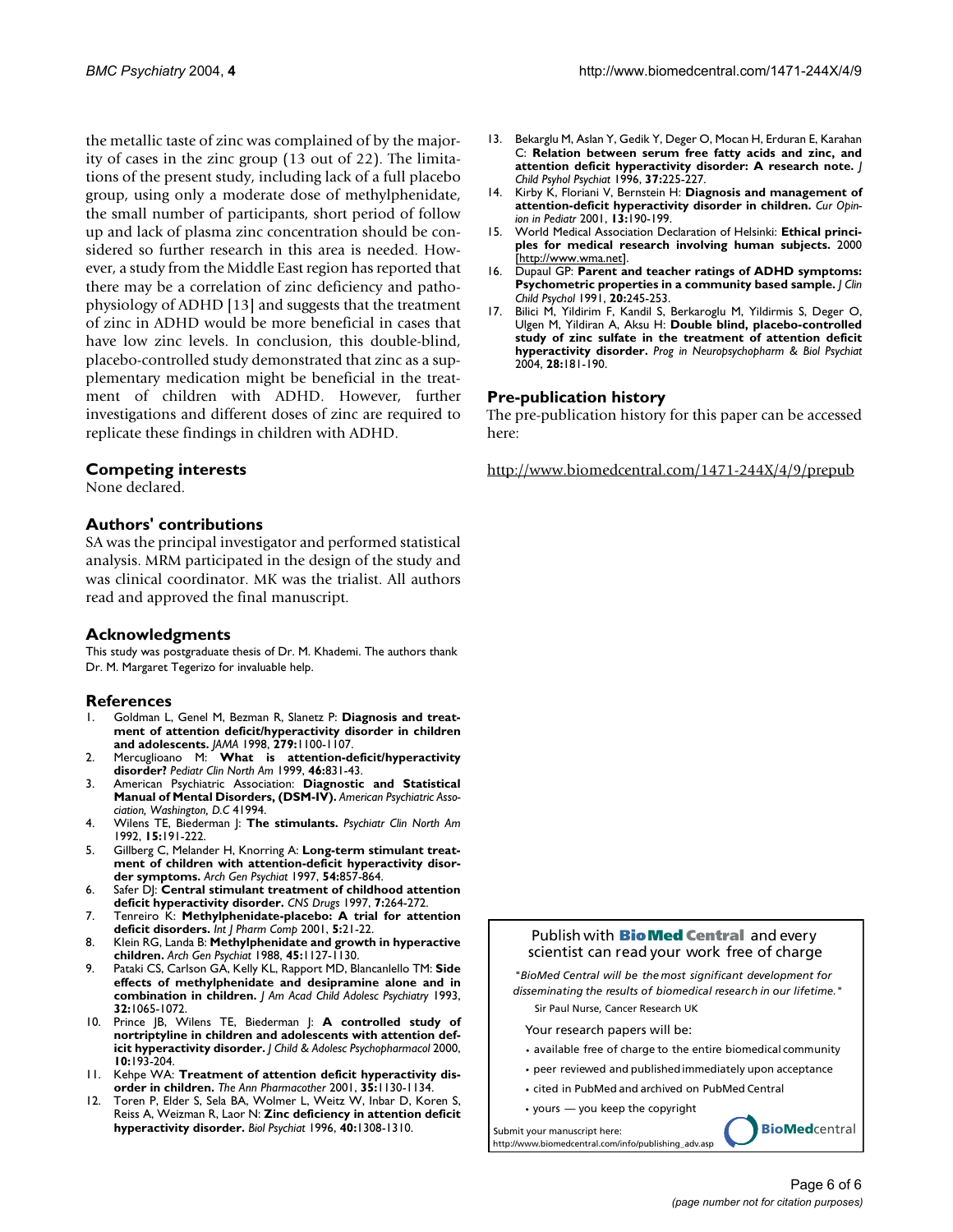the metallic taste of zinc was complained of by the majority of cases in the zinc group (13 out of 22). The limitations of the present study, including lack of a full placebo group, using only a moderate dose of methylphenidate, the small number of participants, short period of follow up and lack of plasma zinc concentration should be considered so further research in this area is needed. However, a study from the Middle East region has reported that there may be a correlation of zinc deficiency and pathophysiology of ADHD [13] and suggests that the treatment of zinc in ADHD would be more beneficial in cases that have low zinc levels. In conclusion, this double-blind, placebo-controlled study demonstrated that zinc as a supplementary medication might be beneficial in the treatment of children with ADHD. However, further investigations and different doses of zinc are required to replicate these findings in children with ADHD.

## Competing interests

None declared.

## Authors' contributions

SA was the principal investigator and performed statistical analysis. MRM participated in the design of the study and was clinical coordinator. MK was the trialist. All authors read and approved the final manuscript.

## Acknowledgments

This study was postgraduate thesis of Dr. M. Khademi. The authors thank Dr. M. Margaret Tegerizo for invaluable help.

## References

1. Goldman L, Genel M, Bezman R, Slanetz P: **Diagnosis and treatment of attention deficit/hyperactivity disorder in children and adolescents.** *JAMA* 1998, **279:**1100-1107.
2. Mercuglioano M: **What is attention-deficit/hyperactivity disorder?** *Pediatr Clin North Am* 1999, **46:**831-43.
3. American Psychiatric Association: **Diagnostic and Statistical Manual of Mental Disorders, (DSM-IV).** *American Psychiatric Association, Washington, D.C* 41994.
4. Wilens TE, Biederman J: **The stimulants.** *Psychiatr Clin North Am* 1992, **15:**191-222.
5. Gillberg C, Melander H, Knorring A: **Long-term stimulant treatment of children with attention-deficit hyperactivity disorder symptoms.** *Arch Gen Psychiat* 1997, **54:**857-864.
6. Safer DJ: **Central stimulant treatment of childhood attention deficit hyperactivity disorder.** *CNS Drugs* 1997, **7:**264-272.
7. Tenreiro K: **Methylphenidate-placebo: A trial for attention deficit disorders.** *Int J Pharm Comp* 2001, **5:**21-22.
8. Klein RG, Landa B: **Methylphenidate and growth in hyperactive children.** *Arch Gen Psychiat* 1988, **45:**1127-1130.
9. Pataki CS, Carlson GA, Kelly KL, Rapport MD, Blancanlello TM: **Side effects of methylphenidate and desipramine alone and in combination in children.** *J Am Acad Child Adolesc Psychiatry* 1993, **32:**1065-1072.
10. Prince JB, Wilens TE, Biederman J: **A controlled study of nortriptyline in children and adolescents with attention deficit hyperactivity disorder.** *J Child & Adolesc Psychopharmacol* 2000, **10:**193-204.
11. Kehpe WA: **Treatment of attention deficit hyperactivity disorder in children.** *The Ann Pharmacother* 2001, **35:**1130-1134.
12. Toren P, Elder S, Sela BA, Wolmer L, Weitz W, Inbar D, Koren S, Reiss A, Weizman R, Laor N: **Zinc deficiency in attention deficit hyperactivity disorder.** *Biol Psychiat* 1996, **40:**1308-1310.
13. Bekarglu M, Aslan Y, Gedik Y, Deger O, Mocan H, Erduran E, Karahan C: **Relation between serum free fatty acids and zinc, and attention deficit hyperactivity disorder: A research note.** *J Child Psyhol Psychiat* 1996, **37:**225-227.
14. Kirby K, Floriani V, Bernstein H: **Diagnosis and management of attention-deficit hyperactivity disorder in children.** *Cur Opinion in Pediatr* 2001, **13:**190-199.
15. World Medical Association Declaration of Helsinki: **Ethical principles for medical research involving human subjects.** 2000 [http://www.wma.net].
16. Dupaul GP: **Parent and teacher ratings of ADHD symptoms: Psychometric properties in a community based sample.** *J Clin Child Psychol* 1991, **20:**245-253.
17. Bilici M, Yildirim F, Kandil S, Berkaroglu M, Yildirmis S, Deger O, Ulgen M, Yildiran A, Aksu H: **Double blind, placebo-controlled study of zinc sulfate in the treatment of attention deficit hyperactivity disorder.** *Prog in Neuropsychopharm & Biol Psychiat* 2004, **28:**181-190.

## Pre-publication history

The pre-publication history for this paper can be accessed here:

http://www.biomedcentral.com/1471-244X/4/9/prepub

Publish with **BioMed Central** and every scientist can read your work free of charge

*"BioMed Central will be the most significant development for disseminating the results of biomedical research in our lifetime."*

Sir Paul Nurse, Cancer Research UK

Your research papers will be:

- available free of charge to the entire biomedical community
- peer reviewed and published immediately upon acceptance
- cited in PubMed and archived on PubMed Central
- yours — you keep the copyright

Submit your manuscript here:
http://www.biomedcentral.com/info/publishing_adv.asp

BioMedcentral